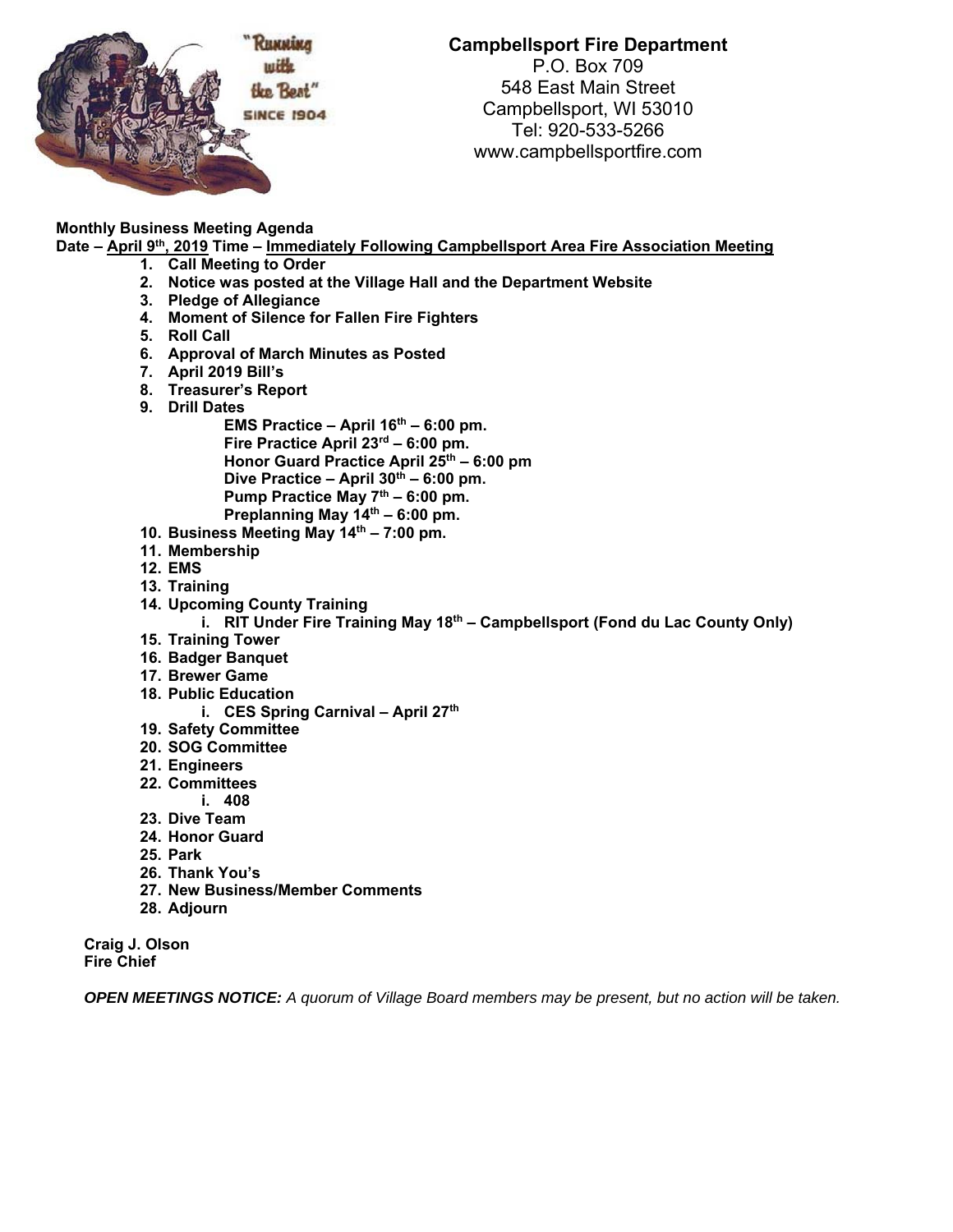**Campbellsport Fire Department**
P.O. Box 709
548 East Main Street
Campbellsport, WI 53010
Tel: 920-533-5266
www.campbellsportfire.com

**Monthly Business Meeting Agenda**

**Date – April 9th, 2019 Time – Immediately Following Campbellsport Area Fire Association Meeting**

1. **Call Meeting to Order**
2. **Notice was posted at the Village Hall and the Department Website**
3. **Pledge of Allegiance**
4. **Moment of Silence for Fallen Fire Fighters**
5. **Roll Call**
6. **Approval of March Minutes as Posted**
7. **April 2019 Bill's**
8. **Treasurer's Report**
9. **Drill Dates**
   - **EMS Practice – April 16th – 6:00 pm.**
   - **Fire Practice April 23rd – 6:00 pm.**
   - **Honor Guard Practice April 25th – 6:00 pm**
   - **Dive Practice – April 30th – 6:00 pm.**
   - **Pump Practice May 7th – 6:00 pm.**
   - **Preplanning May 14th – 6:00 pm.**
10. **Business Meeting May 14th – 7:00 pm.**
11. **Membership**
12. **EMS**
13. **Training**
14. **Upcoming County Training**
    i. **RIT Under Fire Training May 18th – Campbellsport (Fond du Lac County Only)**
15. **Training Tower**
16. **Badger Banquet**
17. **Brewer Game**
18. **Public Education**
    i. **CES Spring Carnival – April 27th**
19. **Safety Committee**
20. **SOG Committee**
21. **Engineers**
22. **Committees**
    i. **408**
23. **Dive Team**
24. **Honor Guard**
25. **Park**
26. **Thank You's**
27. **New Business/Member Comments**
28. **Adjourn**

**Craig J. Olson**
**Fire Chief**

***OPEN MEETINGS NOTICE:*** *A quorum of Village Board members may be present, but no action will be taken.*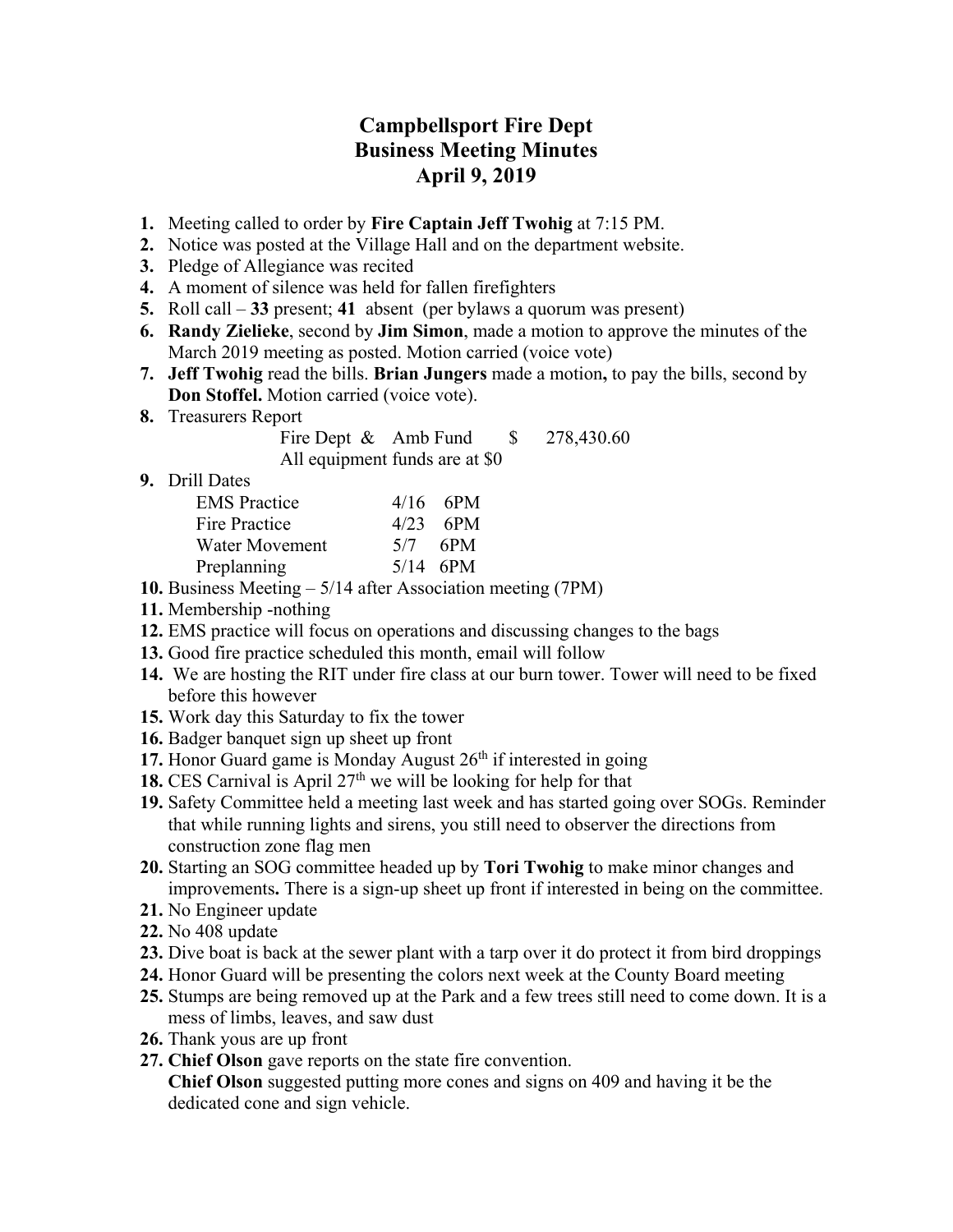# Campbellsport Fire Dept
# Business Meeting Minutes
# April 9, 2019

1. Meeting called to order by **Fire Captain Jeff Twohig** at 7:15 PM.
2. Notice was posted at the Village Hall and on the department website.
3. Pledge of Allegiance was recited
4. A moment of silence was held for fallen firefighters
5. Roll call – **33** present; **41** absent (per bylaws a quorum was present)
6. **Randy Zielieke**, second by **Jim Simon**, made a motion to approve the minutes of the March 2019 meeting as posted. Motion carried (voice vote)
7. **Jeff Twohig** read the bills. **Brian Jungers** made a motion**,** to pay the bills, second by **Don Stoffel.** Motion carried (voice vote).
8. Treasurers Report

   Fire Dept & Amb Fund $ 278,430.60

   All equipment funds are at $0
9. Drill Dates

   | | | |
   |---|---|---|
   | EMS Practice | 4/16 | 6PM |
   | Fire Practice | 4/23 | 6PM |
   | Water Movement | 5/7 | 6PM |
   | Preplanning | 5/14 | 6PM |

10. Business Meeting – 5/14 after Association meeting (7PM)
11. Membership -nothing
12. EMS practice will focus on operations and discussing changes to the bags
13. Good fire practice scheduled this month, email will follow
14. We are hosting the RIT under fire class at our burn tower. Tower will need to be fixed before this however
15. Work day this Saturday to fix the tower
16. Badger banquet sign up sheet up front
17. Honor Guard game is Monday August 26th if interested in going
18. CES Carnival is April 27th we will be looking for help for that
19. Safety Committee held a meeting last week and has started going over SOGs. Reminder that while running lights and sirens, you still need to observer the directions from construction zone flag men
20. Starting an SOG committee headed up by **Tori Twohig** to make minor changes and improvements**.** There is a sign-up sheet up front if interested in being on the committee.
21. No Engineer update
22. No 408 update
23. Dive boat is back at the sewer plant with a tarp over it do protect it from bird droppings
24. Honor Guard will be presenting the colors next week at the County Board meeting
25. Stumps are being removed up at the Park and a few trees still need to come down. It is a mess of limbs, leaves, and saw dust
26. Thank yous are up front
27. **Chief Olson** gave reports on the state fire convention.

    **Chief Olson** suggested putting more cones and signs on 409 and having it be the dedicated cone and sign vehicle.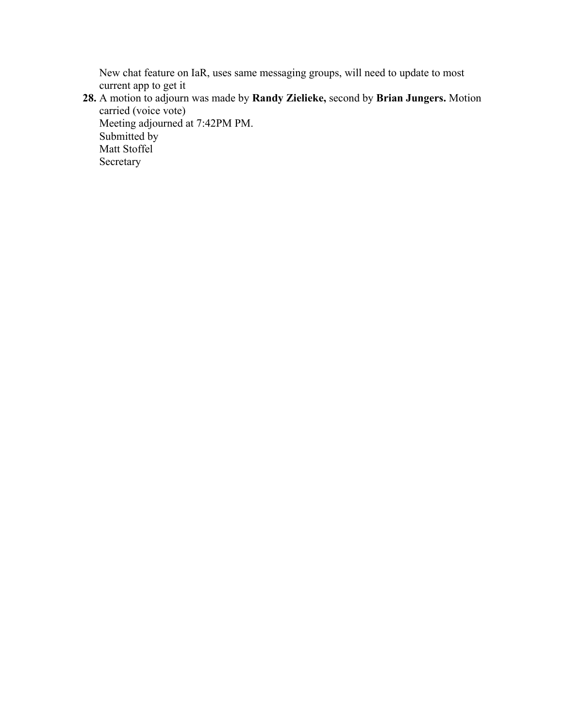New chat feature on IaR, uses same messaging groups, will need to update to most current app to get it

28. A motion to adjourn was made by **Randy Zielieke,** second by **Brian Jungers.** Motion carried (voice vote)
    Meeting adjourned at 7:42PM PM.
    Submitted by
    Matt Stoffel
    Secretary